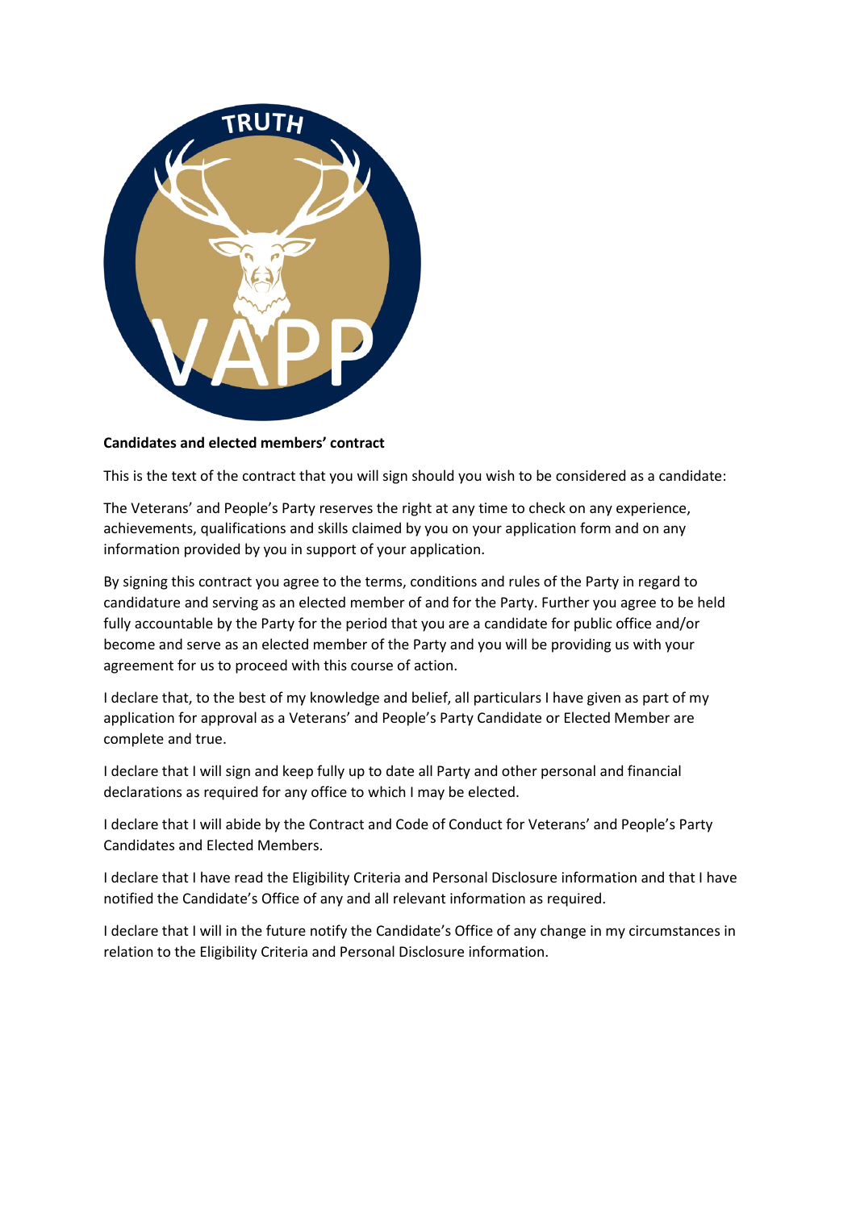**Candidates and elected members' contract**

This is the text of the contract that you will sign should you wish to be considered as a candidate:

The Veterans' and People's Party reserves the right at any time to check on any experience, achievements, qualifications and skills claimed by you on your application form and on any information provided by you in support of your application.

By signing this contract you agree to the terms, conditions and rules of the Party in regard to candidature and serving as an elected member of and for the Party. Further you agree to be held fully accountable by the Party for the period that you are a candidate for public office and/or become and serve as an elected member of the Party and you will be providing us with your agreement for us to proceed with this course of action.

I declare that, to the best of my knowledge and belief, all particulars I have given as part of my application for approval as a Veterans' and People's Party Candidate or Elected Member are complete and true.

I declare that I will sign and keep fully up to date all Party and other personal and financial declarations as required for any office to which I may be elected.

I declare that I will abide by the Contract and Code of Conduct for Veterans' and People's Party Candidates and Elected Members.

I declare that I have read the Eligibility Criteria and Personal Disclosure information and that I have notified the Candidate's Office of any and all relevant information as required.

I declare that I will in the future notify the Candidate's Office of any change in my circumstances in relation to the Eligibility Criteria and Personal Disclosure information.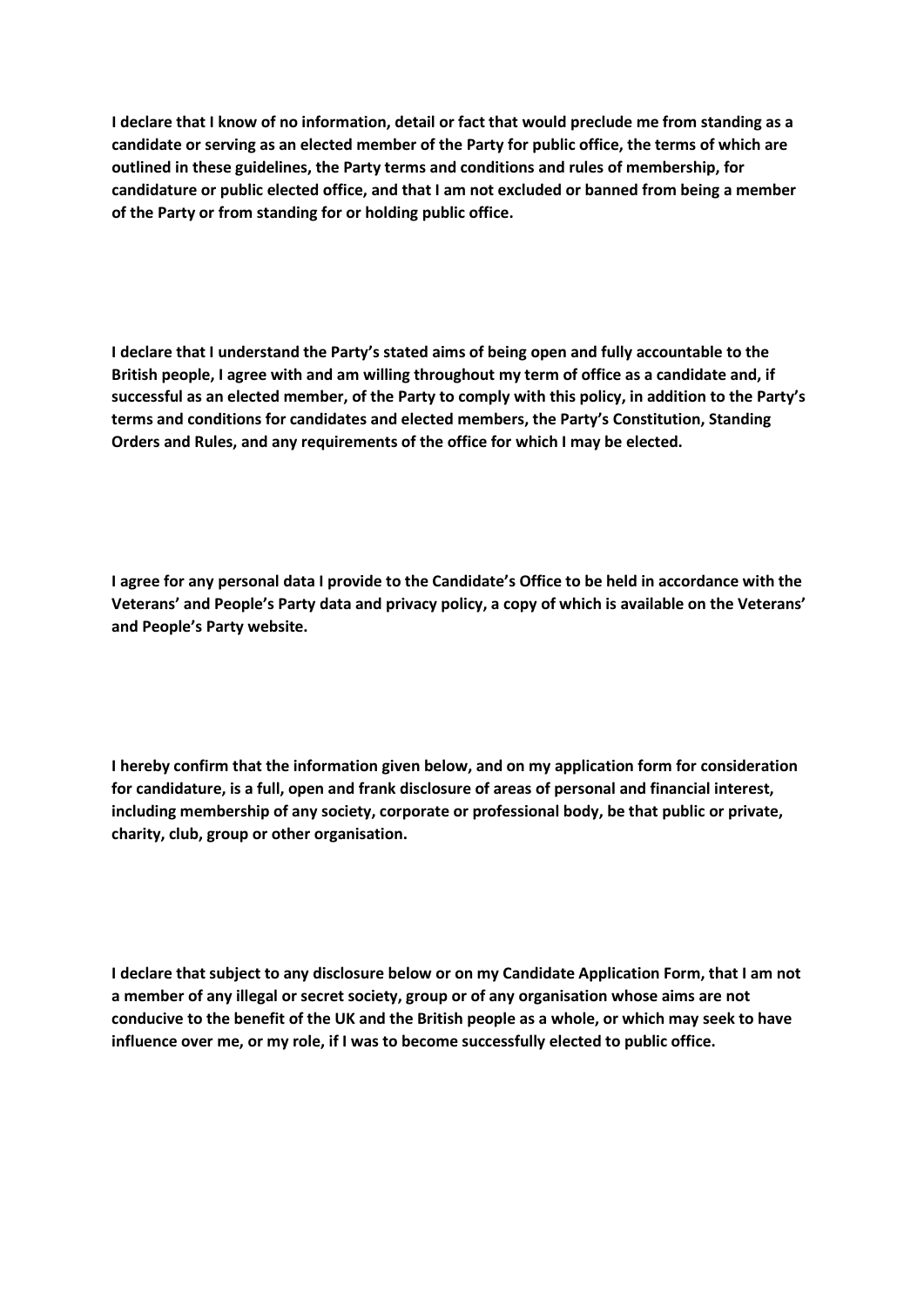**I declare that I know of no information, detail or fact that would preclude me from standing as a candidate or serving as an elected member of the Party for public office, the terms of which are outlined in these guidelines, the Party terms and conditions and rules of membership, for candidature or public elected office, and that I am not excluded or banned from being a member of the Party or from standing for or holding public office.**

**I declare that I understand the Party's stated aims of being open and fully accountable to the British people, I agree with and am willing throughout my term of office as a candidate and, if successful as an elected member, of the Party to comply with this policy, in addition to the Party's terms and conditions for candidates and elected members, the Party's Constitution, Standing Orders and Rules, and any requirements of the office for which I may be elected.**

**I agree for any personal data I provide to the Candidate's Office to be held in accordance with the Veterans' and People's Party data and privacy policy, a copy of which is available on the Veterans' and People's Party website.**

**I hereby confirm that the information given below, and on my application form for consideration for candidature, is a full, open and frank disclosure of areas of personal and financial interest, including membership of any society, corporate or professional body, be that public or private, charity, club, group or other organisation.**

**I declare that subject to any disclosure below or on my Candidate Application Form, that I am not a member of any illegal or secret society, group or of any organisation whose aims are not conducive to the benefit of the UK and the British people as a whole, or which may seek to have influence over me, or my role, if I was to become successfully elected to public office.**